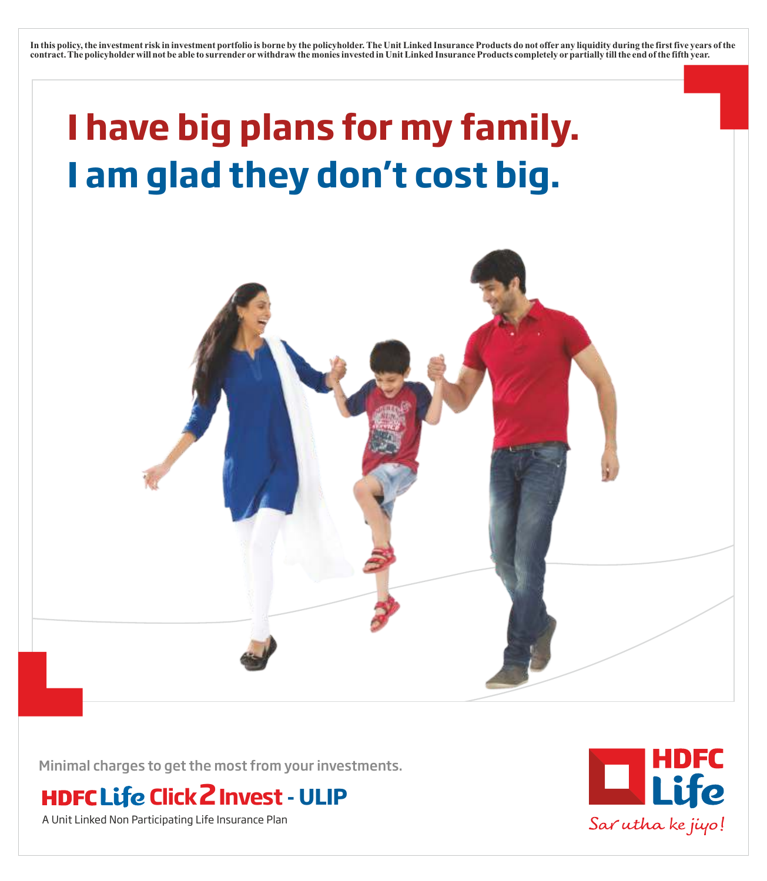**In this policy, the investment risk in investment portfolio is borne by the policyholder. The Unit Linked Insurance Products do not offer any liquidity during the first five years of the contract. The policyholder will not be able to surrender or withdraw the monies invested in Unit Linked Insurance Products completely or partially till the end of the fifth year.**

# I have big plans for my family.
# I am glad they don't cost big.

Minimal charges to get the most from your investments.

## HDFC Life Click 2 Invest - ULIP

A Unit Linked Non Participating Life Insurance Plan

HDFC Life

*Sar utha ke jiyo!*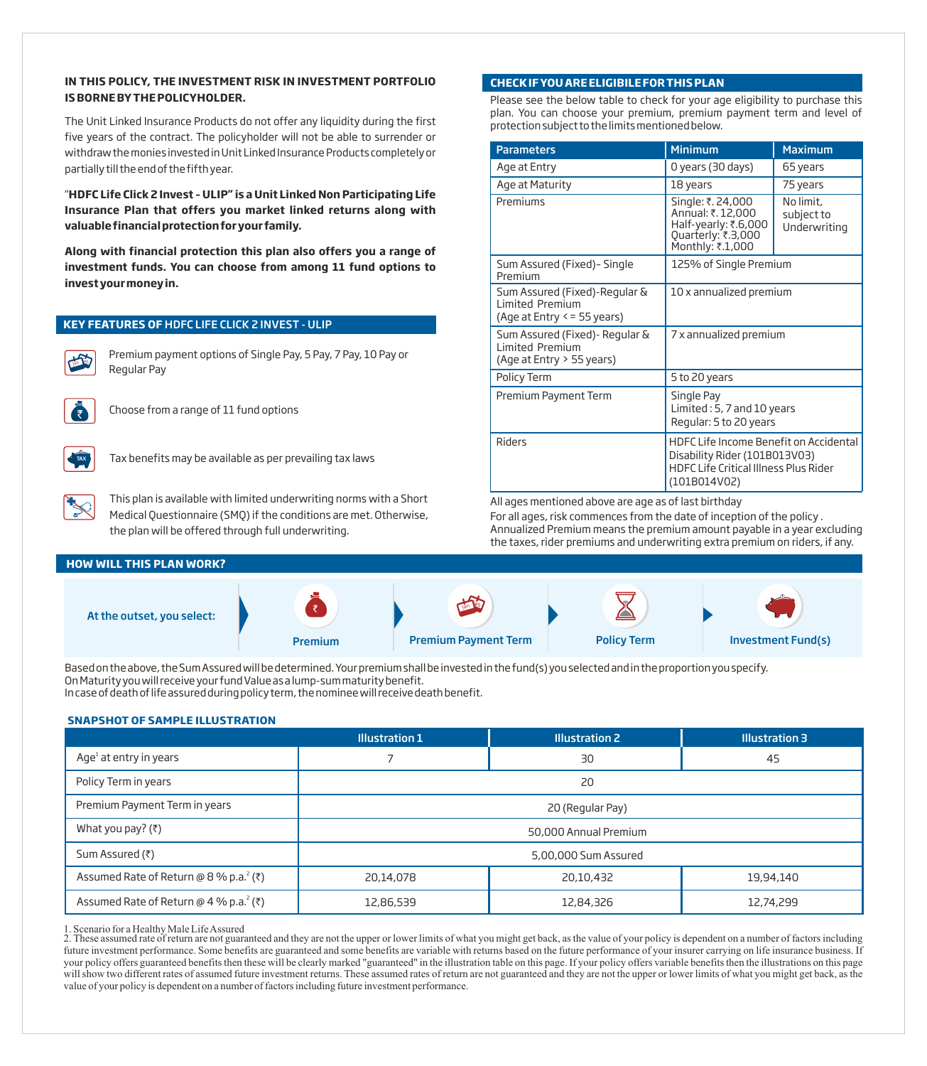**IN THIS POLICY, THE INVESTMENT RISK IN INVESTMENT PORTFOLIO IS BORNE BY THE POLICYHOLDER.**

The Unit Linked Insurance Products do not offer any liquidity during the first five years of the contract. The policyholder will not be able to surrender or withdraw the monies invested in Unit Linked Insurance Products completely or partially till the end of the fifth year.

"**HDFC Life Click 2 Invest - ULIP" is a Unit Linked Non Participating Life Insurance Plan that offers you market linked returns along with valuable financial protection for your family.**

**Along with financial protection this plan also offers you a range of investment funds. You can choose from among 11 fund options to invest your money in.**

## KEY FEATURES OF HDFC LIFE CLICK 2 INVEST - ULIP

- Premium payment options of Single Pay, 5 Pay, 7 Pay, 10 Pay or Regular Pay
- Choose from a range of 11 fund options
- Tax benefits may be available as per prevailing tax laws
- This plan is available with limited underwriting norms with a Short Medical Questionnaire (SMQ) if the conditions are met. Otherwise, the plan will be offered through full underwriting.

## CHECK IF YOU ARE ELIGIBLE FOR THIS PLAN

Please see the below table to check for your age eligibility to purchase this plan. You can choose your premium, premium payment term and level of protection subject to the limits mentioned below.

| Parameters | Minimum | Maximum |
|---|---|---|
| Age at Entry | 0 years (30 days) | 65 years |
| Age at Maturity | 18 years | 75 years |
| Premiums | Single: ₹. 24,000<br>Annual: ₹. 12,000<br>Half-yearly: ₹.6,000<br>Quarterly: ₹.3,000<br>Monthly: ₹.1,000 | No limit, subject to Underwriting |
| Sum Assured (Fixed)- Single Premium | 125% of Single Premium | |
| Sum Assured (Fixed)-Regular & Limited Premium (Age at Entry <= 55 years) | 10 x annualized premium | |
| Sum Assured (Fixed)- Regular & Limited Premium (Age at Entry > 55 years) | 7 x annualized premium | |
| Policy Term | 5 to 20 years | |
| Premium Payment Term | Single Pay<br>Limited : 5, 7 and 10 years<br>Regular: 5 to 20 years | |
| Riders | HDFC Life Income Benefit on Accidental Disability Rider (101B013V03)<br>HDFC Life Critical Illness Plus Rider (101B014V02) | |

All ages mentioned above are age as of last birthday

For all ages, risk commences from the date of inception of the policy .

Annualized Premium means the premium amount payable in a year excluding the taxes, rider premiums and underwriting extra premium on riders, if any.

## HOW WILL THIS PLAN WORK?

At the outset, you select: Premium → Premium Payment Term → Policy Term → Investment Fund(s)

Based on the above, the Sum Assured will be determined. Your premium shall be invested in the fund(s) you selected and in the proportion you specify.
On Maturity you will receive your fund Value as a lump-sum maturity benefit.
In case of death of life assured during policy term, the nominee will receive death benefit.

### SNAPSHOT OF SAMPLE ILLUSTRATION

| | Illustration 1 | Illustration 2 | Illustration 3 |
|---|---|---|---|
| Age[1] at entry in years | 7 | 30 | 45 |
| Policy Term in years | 20 | | |
| Premium Payment Term in years | 20 (Regular Pay) | | |
| What you pay? (₹) | 50,000 Annual Premium | | |
| Sum Assured (₹) | 5,00,000 Sum Assured | | |
| Assumed Rate of Return @ 8 % p.a.[2] (₹) | 20,14,078 | 20,10,432 | 19,94,140 |
| Assumed Rate of Return @ 4 % p.a.[2] (₹) | 12,86,539 | 12,84,326 | 12,74,299 |

1. Scenario for a Healthy Male Life Assured
2. These assumed rate of return are not guaranteed and they are not the upper or lower limits of what you might get back, as the value of your policy is dependent on a number of factors including future investment performance. Some benefits are guaranteed and some benefits are variable with returns based on the future performance of your insurer carrying on life insurance business. If your policy offers guaranteed benefits then these will be clearly marked "guaranteed" in the illustration table on this page. If your policy offers variable benefits then the illustrations on this page will show two different rates of assumed future investment returns. These assumed rates of return are not guaranteed and they are not the upper or lower limits of what you might get back, as the value of your policy is dependent on a number of factors including future investment performance.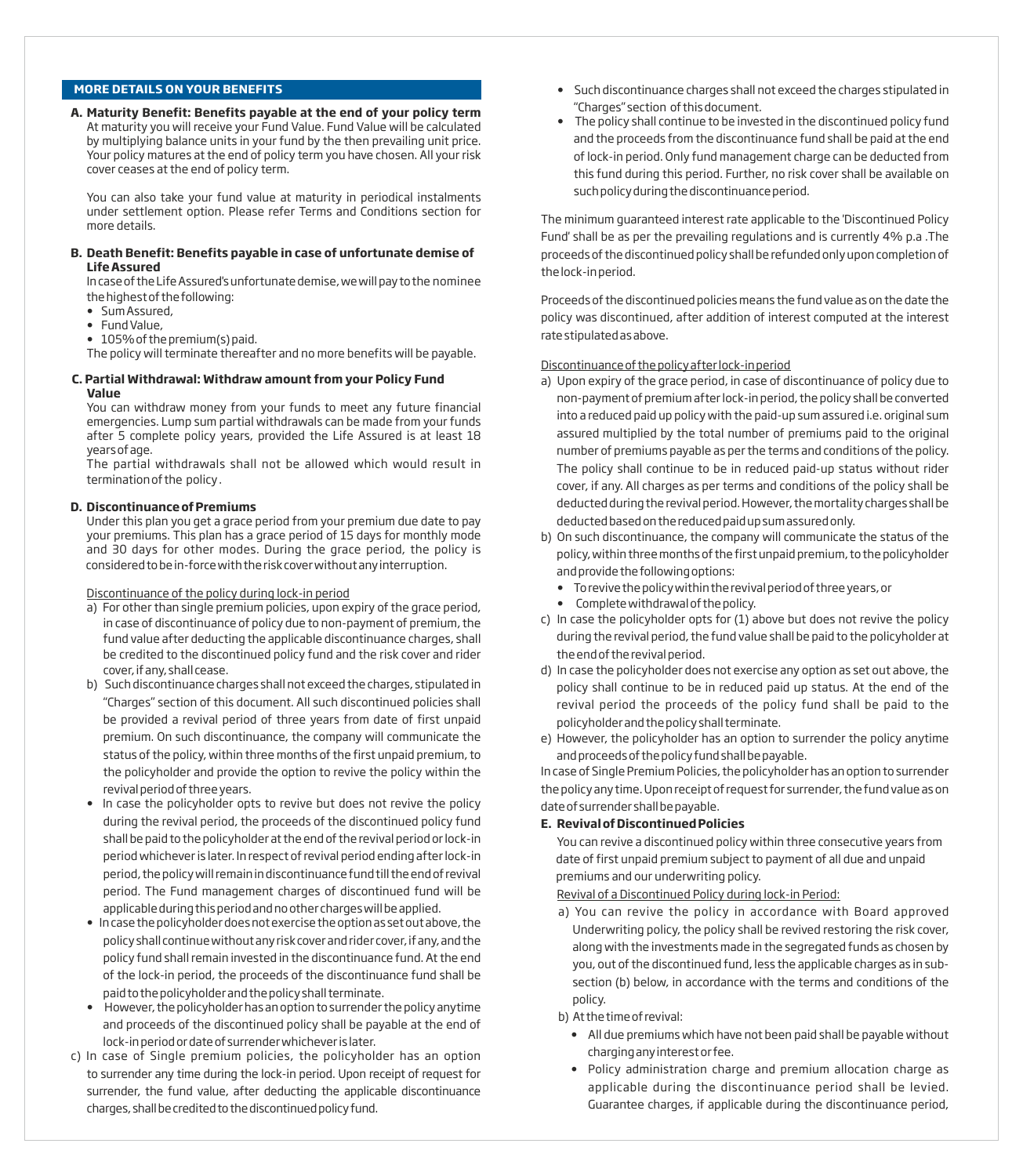## MORE DETAILS ON YOUR BENEFITS

**A. Maturity Benefit: Benefits payable at the end of your policy term**

At maturity you will receive your Fund Value. Fund Value will be calculated by multiplying balance units in your fund by the then prevailing unit price. Your policy matures at the end of policy term you have chosen. All your risk cover ceases at the end of policy term.

You can also take your fund value at maturity in periodical instalments under settlement option. Please refer Terms and Conditions section for more details.

**B. Death Benefit: Benefits payable in case of unfortunate demise of Life Assured**

In case of the Life Assured's unfortunate demise, we will pay to the nominee the highest of the following:

- Sum Assured,
- Fund Value,
- 105% of the premium(s) paid.

The policy will terminate thereafter and no more benefits will be payable.

**C. Partial Withdrawal: Withdraw amount from your Policy Fund Value**

You can withdraw money from your funds to meet any future financial emergencies. Lump sum partial withdrawals can be made from your funds after 5 complete policy years, provided the Life Assured is at least 18 years of age.

The partial withdrawals shall not be allowed which would result in termination of the policy .

**D. Discontinuance of Premiums**

Under this plan you get a grace period from your premium due date to pay your premiums. This plan has a grace period of 15 days for monthly mode and 30 days for other modes. During the grace period, the policy is considered to be in-force with the risk cover without any interruption.

Discontinuance of the policy during lock-in period

a) For other than single premium policies, upon expiry of the grace period, in case of discontinuance of policy due to non-payment of premium, the fund value after deducting the applicable discontinuance charges, shall be credited to the discontinued policy fund and the risk cover and rider cover, if any, shall cease.

b) Such discontinuance charges shall not exceed the charges, stipulated in "Charges" section of this document. All such discontinued policies shall be provided a revival period of three years from date of first unpaid premium. On such discontinuance, the company will communicate the status of the policy, within three months of the first unpaid premium, to the policyholder and provide the option to revive the policy within the revival period of three years.

- In case the policyholder opts to revive but does not revive the policy during the revival period, the proceeds of the discontinued policy fund shall be paid to the policyholder at the end of the revival period or lock-in period whichever is later. In respect of revival period ending after lock-in period, the policy will remain in discontinuance fund till the end of revival period. The Fund management charges of discontinued fund will be applicable during this period and no other charges will be applied.
- In case the policyholder does not exercise the option as set out above, the policy shall continue without any risk cover and rider cover, if any, and the policy fund shall remain invested in the discontinuance fund. At the end of the lock-in period, the proceeds of the discontinuance fund shall be paid to the policyholder and the policy shall terminate.
- However, the policyholder has an option to surrender the policy anytime and proceeds of the discontinued policy shall be payable at the end of lock-in period or date of surrender whichever is later.

c) In case of Single premium policies, the policyholder has an option to surrender any time during the lock-in period. Upon receipt of request for surrender, the fund value, after deducting the applicable discontinuance charges, shall be credited to the discontinued policy fund.

- Such discontinuance charges shall not exceed the charges stipulated in "Charges" section of this document.
- The policy shall continue to be invested in the discontinued policy fund and the proceeds from the discontinuance fund shall be paid at the end of lock-in period. Only fund management charge can be deducted from this fund during this period. Further, no risk cover shall be available on such policy during the discontinuance period.

The minimum guaranteed interest rate applicable to the 'Discontinued Policy Fund' shall be as per the prevailing regulations and is currently 4% p.a .The proceeds of the discontinued policy shall be refunded only upon completion of the lock-in period.

Proceeds of the discontinued policies means the fund value as on the date the policy was discontinued, after addition of interest computed at the interest rate stipulated as above.

Discontinuance of the policy after lock-in period

a) Upon expiry of the grace period, in case of discontinuance of policy due to non-payment of premium after lock-in period, the policy shall be converted into a reduced paid up policy with the paid-up sum assured i.e. original sum assured multiplied by the total number of premiums paid to the original number of premiums payable as per the terms and conditions of the policy. The policy shall continue to be in reduced paid-up status without rider cover, if any. All charges as per terms and conditions of the policy shall be deducted during the revival period. However, the mortality charges shall be deducted based on the reduced paid up sum assured only.

b) On such discontinuance, the company will communicate the status of the policy, within three months of the first unpaid premium, to the policyholder and provide the following options:

- To revive the policy within the revival period of three years, or
- Complete withdrawal of the policy.

c) In case the policyholder opts for (1) above but does not revive the policy during the revival period, the fund value shall be paid to the policyholder at the end of the revival period.

d) In case the policyholder does not exercise any option as set out above, the policy shall continue to be in reduced paid up status. At the end of the revival period the proceeds of the policy fund shall be paid to the policyholder and the policy shall terminate.

e) However, the policyholder has an option to surrender the policy anytime and proceeds of the policy fund shall be payable.

In case of Single Premium Policies, the policyholder has an option to surrender the policy any time. Upon receipt of request for surrender, the fund value as on date of surrender shall be payable.

**E. Revival of Discontinued Policies**

You can revive a discontinued policy within three consecutive years from date of first unpaid premium subject to payment of all due and unpaid premiums and our underwriting policy.

Revival of a Discontinued Policy during lock-in Period:

a) You can revive the policy in accordance with Board approved Underwriting policy, the policy shall be revived restoring the risk cover, along with the investments made in the segregated funds as chosen by you, out of the discontinued fund, less the applicable charges as in sub-section (b) below, in accordance with the terms and conditions of the policy.

b) At the time of revival:

- All due premiums which have not been paid shall be payable without charging any interest or fee.
- Policy administration charge and premium allocation charge as applicable during the discontinuance period shall be levied. Guarantee charges, if applicable during the discontinuance period,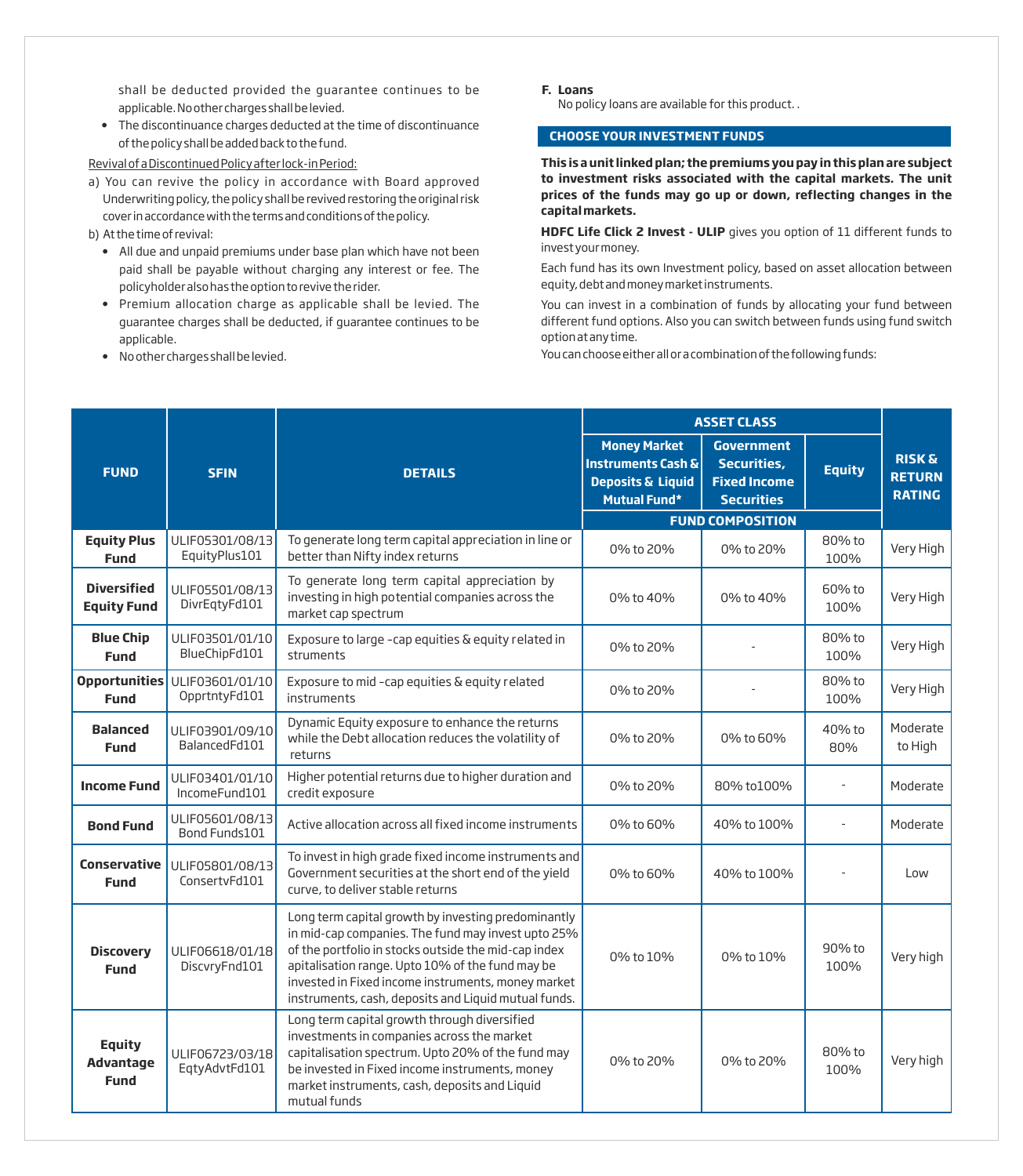shall be deducted provided the guarantee continues to be applicable. No other charges shall be levied.

- The discontinuance charges deducted at the time of discontinuance of the policy shall be added back to the fund.

Revival of a Discontinued Policy after lock-in Period:

a) You can revive the policy in accordance with Board approved Underwriting policy, the policy shall be revived restoring the original risk cover in accordance with the terms and conditions of the policy.

b) At the time of revival:

- All due and unpaid premiums under base plan which have not been paid shall be payable without charging any interest or fee. The policyholder also has the option to revive the rider.
- Premium allocation charge as applicable shall be levied. The guarantee charges shall be deducted, if guarantee continues to be applicable.
- No other charges shall be levied.

**F. Loans**

No policy loans are available for this product. .

## CHOOSE YOUR INVESTMENT FUNDS

**This is a unit linked plan; the premiums you pay in this plan are subject to investment risks associated with the capital markets. The unit prices of the funds may go up or down, reflecting changes in the capital markets.**

**HDFC Life Click 2 Invest - ULIP** gives you option of 11 different funds to invest your money.

Each fund has its own Investment policy, based on asset allocation between equity, debt and money market instruments.

You can invest in a combination of funds by allocating your fund between different fund options. Also you can switch between funds using fund switch option at any time.

You can choose either all or a combination of the following funds:

| FUND | SFIN | DETAILS | ASSET CLASS / FUND COMPOSITION | | | RISK & RETURN RATING |
|---|---|---|---|---|---|---|
| | | | Money Market Instruments Cash & Deposits & Liquid Mutual Fund* | Government Securities, Fixed Income Securities | Equity | |
| **Equity Plus Fund** | ULIF05301/08/13 EquityPlus101 | To generate long term capital appreciation in line or better than Nifty index returns | 0% to 20% | 0% to 20% | 80% to 100% | Very High |
| **Diversified Equity Fund** | ULIF05501/08/13 DivrEqtyFd101 | To generate long term capital appreciation by investing in high potential companies across the market cap spectrum | 0% to 40% | 0% to 40% | 60% to 100% | Very High |
| **Blue Chip Fund** | ULIF03501/01/10 BlueChipFd101 | Exposure to large -cap equities & equity related in struments | 0% to 20% | - | 80% to 100% | Very High |
| **Opportunities Fund** | ULIF03601/01/10 OpprtntyFd101 | Exposure to mid -cap equities & equity related instruments | 0% to 20% | - | 80% to 100% | Very High |
| **Balanced Fund** | ULIF03901/09/10 BalancedFd101 | Dynamic Equity exposure to enhance the returns while the Debt allocation reduces the volatility of returns | 0% to 20% | 0% to 60% | 40% to 80% | Moderate to High |
| **Income Fund** | ULIF03401/01/10 IncomeFund101 | Higher potential returns due to higher duration and credit exposure | 0% to 20% | 80% to100% | - | Moderate |
| **Bond Fund** | ULIF05601/08/13 Bond Funds101 | Active allocation across all fixed income instruments | 0% to 60% | 40% to 100% | - | Moderate |
| **Conservative Fund** | ULIF05801/08/13 ConsertvFd101 | To invest in high grade fixed income instruments and Government securities at the short end of the yield curve, to deliver stable returns | 0% to 60% | 40% to 100% | - | Low |
| **Discovery Fund** | ULIF06618/01/18 DiscvryFnd101 | Long term capital growth by investing predominantly in mid-cap companies. The fund may invest upto 25% of the portfolio in stocks outside the mid-cap index apitalisation range. Upto 10% of the fund may be invested in Fixed income instruments, money market instruments, cash, deposits and Liquid mutual funds. | 0% to 10% | 0% to 10% | 90% to 100% | Very high |
| **Equity Advantage Fund** | ULIF06723/03/18 EqtyAdvtFd101 | Long term capital growth through diversified investments in companies across the market capitalisation spectrum. Upto 20% of the fund may be invested in Fixed income instruments, money market instruments, cash, deposits and Liquid mutual funds | 0% to 20% | 0% to 20% | 80% to 100% | Very high |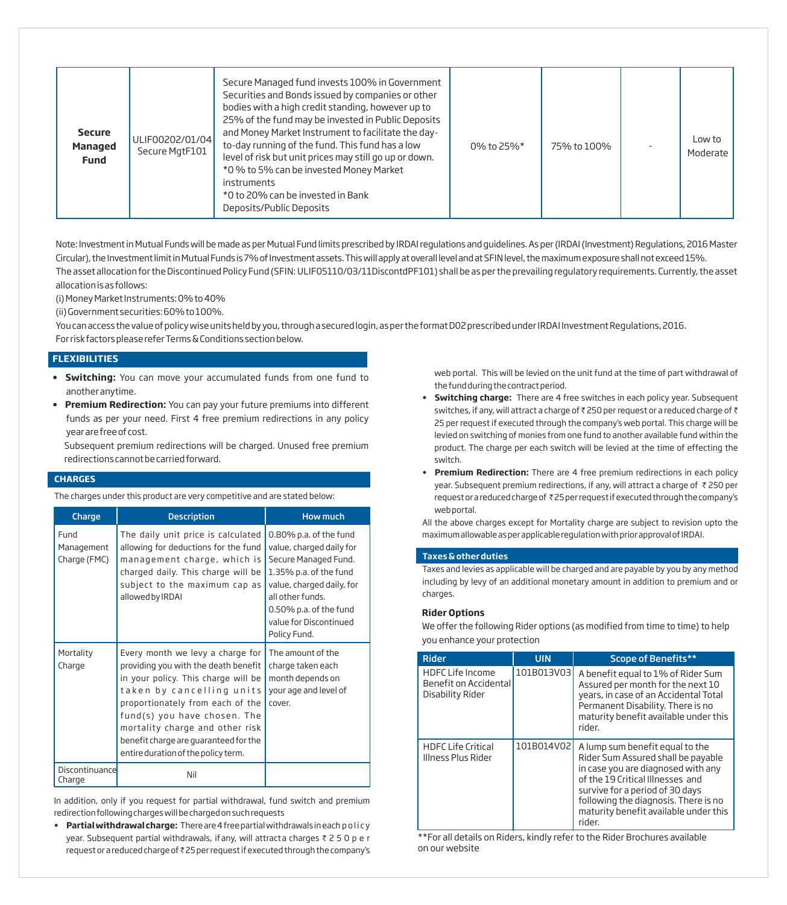| Secure Managed Fund | ULIF00202/01/04 Secure MgtF101 | Secure Managed fund invests 100% in Government Securities and Bonds issued by companies or other bodies with a high credit standing, however up to 25% of the fund may be invested in Public Deposits and Money Market Instrument to facilitate the day-to-day running of the fund. This fund has a low level of risk but unit prices may still go up or down.<br>*0 % to 5% can be invested Money Market instruments<br>*0 to 20% can be invested in Bank Deposits/Public Deposits | 0% to 25%* | 75% to 100% | - | Low to Moderate |
|---|---|---|---|---|---|---|

Note: Investment in Mutual Funds will be made as per Mutual Fund limits prescribed by IRDAI regulations and guidelines. As per (IRDAI (Investment) Regulations, 2016 Master Circular), the Investment limit in Mutual Funds is 7% of Investment assets. This will apply at overall level and at SFIN level, the maximum exposure shall not exceed 15%.

The asset allocation for the Discontinued Policy Fund (SFIN: ULIF05110/03/11DiscontdPF101) shall be as per the prevailing regulatory requirements. Currently, the asset allocation is as follows:

(i) Money Market Instruments: 0% to 40%

(ii) Government securities: 60% to 100%.

You can access the value of policy wise units held by you, through a secured login, as per the format D02 prescribed under IRDAI Investment Regulations, 2016.

For risk factors please refer Terms & Conditions section below.

## FLEXIBILITIES

- **Switching:** You can move your accumulated funds from one fund to another anytime.
- **Premium Redirection:** You can pay your future premiums into different funds as per your need. First 4 free premium redirections in any policy year are free of cost.

  Subsequent premium redirections will be charged. Unused free premium redirections cannot be carried forward.

## CHARGES

The charges under this product are very competitive and are stated below:

| Charge | Description | How much |
|---|---|---|
| Fund Management Charge (FMC) | The daily unit price is calculated allowing for deductions for the fund management charge, which is charged daily. This charge will be subject to the maximum cap as allowed by IRDAI | 0.80% p.a. of the fund value, charged daily for Secure Managed Fund.<br>1.35% p.a. of the fund value, charged daily, for all other funds.<br>0.50% p.a. of the fund value for Discontinued Policy Fund. |
| Mortality Charge | Every month we levy a charge for providing you with the death benefit in your policy. This charge will be taken by cancelling units proportionately from each of the fund(s) you have chosen. The mortality charge and other risk benefit charge are guaranteed for the entire duration of the policy term. | The amount of the charge taken each month depends on your age and level of cover. |
| Discontinuance Charge | Nil | |

In addition, only if you request for partial withdrawal, fund switch and premium redirection following charges will be charged on such requests

- **Partial withdrawal charge:** There are 4 free partial withdrawals in each policy year. Subsequent partial withdrawals, if any, will attracta charges ₹ 250 per request or a reduced charge of ₹ 25 per request if executed through the company's web portal. This will be levied on the unit fund at the time of part withdrawal of the fund during the contract period.
- **Switching charge:** There are 4 free switches in each policy year. Subsequent switches, if any, will attract a charge of ₹ 250 per request or a reduced charge of ₹ 25 per request if executed through the company's web portal. This charge will be levied on switching of monies from one fund to another available fund within the product. The charge per each switch will be levied at the time of effecting the switch.
- **Premium Redirection:** There are 4 free premium redirections in each policy year. Subsequent premium redirections, if any, will attract a charge of ₹ 250 per request or a reduced charge of ₹ 25 per request if executed through the company's web portal.

All the above charges except for Mortality charge are subject to revision upto the maximum allowable as per applicable regulation with prior approval of IRDAI.

## Taxes & other duties

Taxes and levies as applicable will be charged and are payable by you by any method including by levy of an additional monetary amount in addition to premium and or charges.

### Rider Options

We offer the following Rider options (as modified from time to time) to help you enhance your protection

| Rider | UIN | Scope of Benefits** |
|---|---|---|
| HDFC Life Income Benefit on Accidental Disability Rider | 101B013V03 | A benefit equal to 1% of Rider Sum Assured per month for the next 10 years, in case of an Accidental Total Permanent Disability. There is no maturity benefit available under this rider. |
| HDFC Life Critical Illness Plus Rider | 101B014V02 | A lump sum benefit equal to the Rider Sum Assured shall be payable in case you are diagnosed with any of the 19 Critical Illnesses and survive for a period of 30 days following the diagnosis. There is no maturity benefit available under this rider. |

**For all details on Riders, kindly refer to the Rider Brochures available on our website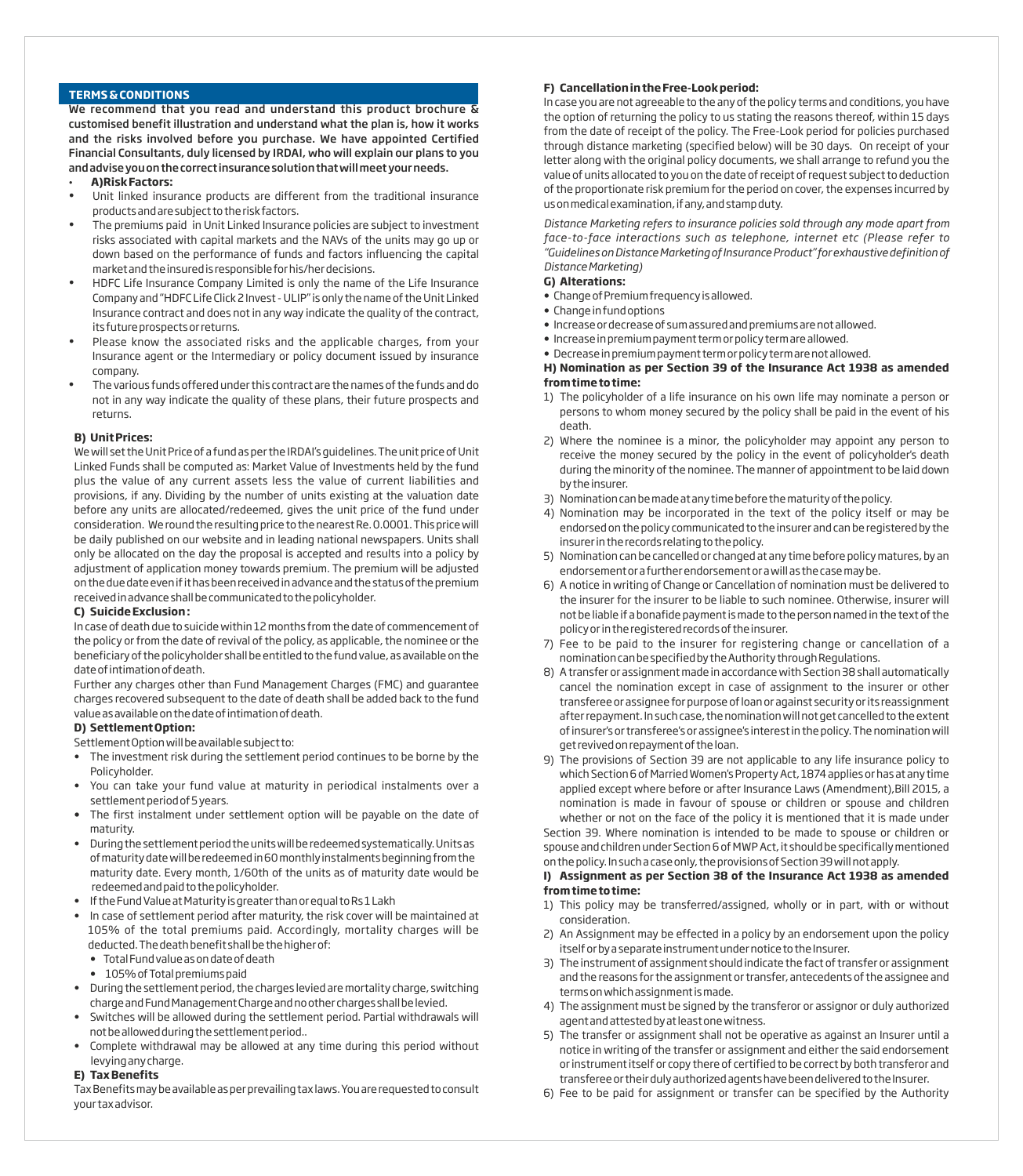## TERMS & CONDITIONS

**We recommend that you read and understand this product brochure & customised benefit illustration and understand what the plan is, how it works and the risks involved before you purchase. We have appointed Certified Financial Consultants, duly licensed by IRDAI, who will explain our plans to you and advise you on the correct insurance solution that will meet your needs.**

- **A) Risk Factors:**
- Unit linked insurance products are different from the traditional insurance products and are subject to the risk factors.
- The premiums paid in Unit Linked Insurance policies are subject to investment risks associated with capital markets and the NAVs of the units may go up or down based on the performance of funds and factors influencing the capital market and the insured is responsible for his/her decisions.
- HDFC Life Insurance Company Limited is only the name of the Life Insurance Company and "HDFC Life Click 2 Invest - ULIP" is only the name of the Unit Linked Insurance contract and does not in any way indicate the quality of the contract, its future prospects or returns.
- Please know the associated risks and the applicable charges, from your Insurance agent or the Intermediary or policy document issued by insurance company.
- The various funds offered under this contract are the names of the funds and do not in any way indicate the quality of these plans, their future prospects and returns.

### B) Unit Prices:

We will set the Unit Price of a fund as per the IRDAI's guidelines. The unit price of Unit Linked Funds shall be computed as: Market Value of Investments held by the fund plus the value of any current assets less the value of current liabilities and provisions, if any. Dividing by the number of units existing at the valuation date before any units are allocated/redeemed, gives the unit price of the fund under consideration. We round the resulting price to the nearest Re. 0.0001. This price will be daily published on our website and in leading national newspapers. Units shall only be allocated on the day the proposal is accepted and results into a policy by adjustment of application money towards premium. The premium will be adjusted on the due date even if it has been received in advance and the status of the premium received in advance shall be communicated to the policyholder.

### C) Suicide Exclusion:

In case of death due to suicide within 12 months from the date of commencement of the policy or from the date of revival of the policy, as applicable, the nominee or the beneficiary of the policyholder shall be entitled to the fund value, as available on the date of intimation of death.

Further any charges other than Fund Management Charges (FMC) and guarantee charges recovered subsequent to the date of death shall be added back to the fund value as available on the date of intimation of death.

### D) Settlement Option:

Settlement Option will be available subject to:

- The investment risk during the settlement period continues to be borne by the Policyholder.
- You can take your fund value at maturity in periodical instalments over a settlement period of 5 years.
- The first instalment under settlement option will be payable on the date of maturity.
- During the settlement period the units will be redeemed systematically. Units as of maturity date will be redeemed in 60 monthly instalments beginning from the maturity date. Every month, 1/60th of the units as of maturity date would be redeemed and paid to the policyholder.
- If the Fund Value at Maturity is greater than or equal to Rs 1 Lakh
- In case of settlement period after maturity, the risk cover will be maintained at 105% of the total premiums paid. Accordingly, mortality charges will be deducted. The death benefit shall be the higher of:
  - Total Fund value as on date of death
  - 105% of Total premiums paid
- During the settlement period, the charges levied are mortality charge, switching charge and Fund Management Charge and no other charges shall be levied.
- Switches will be allowed during the settlement period. Partial withdrawals will not be allowed during the settlement period..
- Complete withdrawal may be allowed at any time during this period without levying any charge.

### E) Tax Benefits

Tax Benefits may be available as per prevailing tax laws. You are requested to consult your tax advisor.

### F) Cancellation in the Free-Look period:

In case you are not agreeable to the any of the policy terms and conditions, you have the option of returning the policy to us stating the reasons thereof, within 15 days from the date of receipt of the policy. The Free-Look period for policies purchased through distance marketing (specified below) will be 30 days. On receipt of your letter along with the original policy documents, we shall arrange to refund you the value of units allocated to you on the date of receipt of request subject to deduction of the proportionate risk premium for the period on cover, the expenses incurred by us on medical examination, if any, and stamp duty.

*Distance Marketing refers to insurance policies sold through any mode apart from face-to-face interactions such as telephone, internet etc (Please refer to "Guidelines on Distance Marketing of Insurance Product" for exhaustive definition of Distance Marketing)*

### G) Alterations:

- Change of Premium frequency is allowed.
- Change in fund options
- Increase or decrease of sum assured and premiums are not allowed.
- Increase in premium payment term or policy term are allowed.
- Decrease in premium payment term or policy term are not allowed.

### H) Nomination as per Section 39 of the Insurance Act 1938 as amended from time to time:

1) The policyholder of a life insurance on his own life may nominate a person or persons to whom money secured by the policy shall be paid in the event of his death.
2) Where the nominee is a minor, the policyholder may appoint any person to receive the money secured by the policy in the event of policyholder's death during the minority of the nominee. The manner of appointment to be laid down by the insurer.
3) Nomination can be made at any time before the maturity of the policy.
4) Nomination may be incorporated in the text of the policy itself or may be endorsed on the policy communicated to the insurer and can be registered by the insurer in the records relating to the policy.
5) Nomination can be cancelled or changed at any time before policy matures, by an endorsement or a further endorsement or a will as the case may be.
6) A notice in writing of Change or Cancellation of nomination must be delivered to the insurer for the insurer to be liable to such nominee. Otherwise, insurer will not be liable if a bonafide payment is made to the person named in the text of the policy or in the registered records of the insurer.
7) Fee to be paid to the insurer for registering change or cancellation of a nomination can be specified by the Authority through Regulations.
8) A transfer or assignment made in accordance with Section 38 shall automatically cancel the nomination except in case of assignment to the insurer or other transferee or assignee for purpose of loan or against security or its reassignment after repayment. In such case, the nomination will not get cancelled to the extent of insurer's or transferee's or assignee's interest in the policy. The nomination will get revived on repayment of the loan.
9) The provisions of Section 39 are not applicable to any life insurance policy to which Section 6 of Married Women's Property Act, 1874 applies or has at any time applied except where before or after Insurance Laws (Amendment), Bill 2015, a nomination is made in favour of spouse or children or spouse and children whether or not on the face of the policy it is mentioned that it is made under Section 39. Where nomination is intended to be made to spouse or children or spouse and children under Section 6 of MWP Act, it should be specifically mentioned on the policy. In such a case only, the provisions of Section 39 will not apply.

### I) Assignment as per Section 38 of the Insurance Act 1938 as amended from time to time:

1) This policy may be transferred/assigned, wholly or in part, with or without consideration.
2) An Assignment may be effected in a policy by an endorsement upon the policy itself or by a separate instrument under notice to the Insurer.
3) The instrument of assignment should indicate the fact of transfer or assignment and the reasons for the assignment or transfer, antecedents of the assignee and terms on which assignment is made.
4) The assignment must be signed by the transferor or assignor or duly authorized agent and attested by at least one witness.
5) The transfer or assignment shall not be operative as against an Insurer until a notice in writing of the transfer or assignment and either the said endorsement or instrument itself or copy there of certified to be correct by both transferor and transferee or their duly authorized agents have been delivered to the Insurer.
6) Fee to be paid for assignment or transfer can be specified by the Authority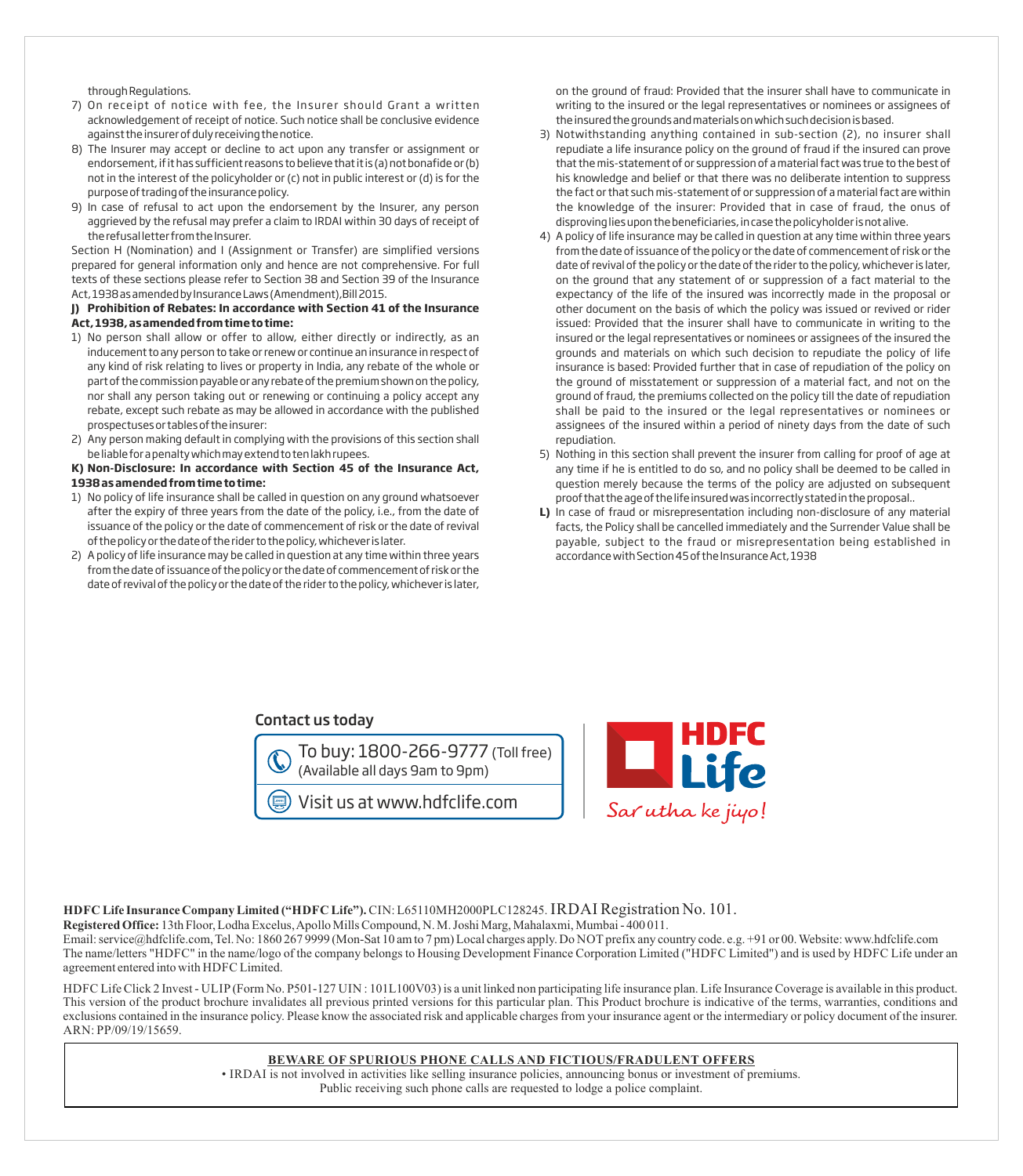through Regulations.

7) On receipt of notice with fee, the Insurer should Grant a written acknowledgement of receipt of notice. Such notice shall be conclusive evidence against the insurer of duly receiving the notice.
8) The Insurer may accept or decline to act upon any transfer or assignment or endorsement, if it has sufficient reasons to believe that it is (a) not bonafide or (b) not in the interest of the policyholder or (c) not in public interest or (d) is for the purpose of trading of the insurance policy.
9) In case of refusal to act upon the endorsement by the Insurer, any person aggrieved by the refusal may prefer a claim to IRDAI within 30 days of receipt of the refusal letter from the Insurer.

Section H (Nomination) and I (Assignment or Transfer) are simplified versions prepared for general information only and hence are not comprehensive. For full texts of these sections please refer to Section 38 and Section 39 of the Insurance Act, 1938 as amended by Insurance Laws (Amendment), Bill 2015.

**J) Prohibition of Rebates: In accordance with Section 41 of the Insurance Act, 1938, as amended from time to time:**

1) No person shall allow or offer to allow, either directly or indirectly, as an inducement to any person to take or renew or continue an insurance in respect of any kind of risk relating to lives or property in India, any rebate of the whole or part of the commission payable or any rebate of the premium shown on the policy, nor shall any person taking out or renewing or continuing a policy accept any rebate, except such rebate as may be allowed in accordance with the published prospectuses or tables of the insurer:
2) Any person making default in complying with the provisions of this section shall be liable for a penalty which may extend to ten lakh rupees.

**K) Non-Disclosure: In accordance with Section 45 of the Insurance Act, 1938 as amended from time to time:**

1) No policy of life insurance shall be called in question on any ground whatsoever after the expiry of three years from the date of the policy, i.e., from the date of issuance of the policy or the date of commencement of risk or the date of revival of the policy or the date of the rider to the policy, whichever is later.
2) A policy of life insurance may be called in question at any time within three years from the date of issuance of the policy or the date of commencement of risk or the date of revival of the policy or the date of the rider to the policy, whichever is later, on the ground of fraud: Provided that the insurer shall have to communicate in writing to the insured or the legal representatives or nominees or assignees of the insured the grounds and materials on which such decision is based.
3) Notwithstanding anything contained in sub-section (2), no insurer shall repudiate a life insurance policy on the ground of fraud if the insured can prove that the mis-statement of or suppression of a material fact was true to the best of his knowledge and belief or that there was no deliberate intention to suppress the fact or that such mis-statement of or suppression of a material fact are within the knowledge of the insurer: Provided that in case of fraud, the onus of disproving lies upon the beneficiaries, in case the policyholder is not alive.
4) A policy of life insurance may be called in question at any time within three years from the date of issuance of the policy or the date of commencement of risk or the date of revival of the policy or the date of the rider to the policy, whichever is later, on the ground that any statement of or suppression of a fact material to the expectancy of the life of the insured was incorrectly made in the proposal or other document on the basis of which the policy was issued or revived or rider issued: Provided that the insurer shall have to communicate in writing to the insured or the legal representatives or nominees or assignees of the insured the grounds and materials on which such decision to repudiate the policy of life insurance is based: Provided further that in case of repudiation of the policy on the ground of misstatement or suppression of a material fact, and not on the ground of fraud, the premiums collected on the policy till the date of repudiation shall be paid to the insured or the legal representatives or nominees or assignees of the insured within a period of ninety days from the date of such repudiation.
5) Nothing in this section shall prevent the insurer from calling for proof of age at any time if he is entitled to do so, and no policy shall be deemed to be called in question merely because the terms of the policy are adjusted on subsequent proof that the age of the life insured was incorrectly stated in the proposal..

**L)** In case of fraud or misrepresentation including non-disclosure of any material facts, the Policy shall be cancelled immediately and the Surrender Value shall be payable, subject to the fraud or misrepresentation being established in accordance with Section 45 of the Insurance Act, 1938

## Contact us today

To buy: 1800-266-9777 (Toll free)
(Available all days 9am to 9pm)

Visit us at www.hdfclife.com

HDFC Life
*Sar utha ke jiyo!*

**HDFC Life Insurance Company Limited ("HDFC Life").** CIN: L65110MH2000PLC128245. IRDAI Registration No. 101.
**Registered Office:** 13th Floor, Lodha Excelus, Apollo Mills Compound, N. M. Joshi Marg, Mahalaxmi, Mumbai - 400 011.
Email: service@hdfclife.com, Tel. No: 1860 267 9999 (Mon-Sat 10 am to 7 pm) Local charges apply. Do NOT prefix any country code. e.g. +91 or 00. Website: www.hdfclife.com
The name/letters "HDFC" in the name/logo of the company belongs to Housing Development Finance Corporation Limited ("HDFC Limited") and is used by HDFC Life under an agreement entered into with HDFC Limited.

HDFC Life Click 2 Invest - ULIP (Form No. P501-127 UIN : 101L100V03) is a unit linked non participating life insurance plan. Life Insurance Coverage is available in this product. This version of the product brochure invalidates all previous printed versions for this particular plan. This Product brochure is indicative of the terms, warranties, conditions and exclusions contained in the insurance policy. Please know the associated risk and applicable charges from your insurance agent or the intermediary or policy document of the insurer. ARN: PP/09/19/15659.

**BEWARE OF SPURIOUS PHONE CALLS AND FICTIOUS/FRADULENT OFFERS**

• IRDAI is not involved in activities like selling insurance policies, announcing bonus or investment of premiums. Public receiving such phone calls are requested to lodge a police complaint.